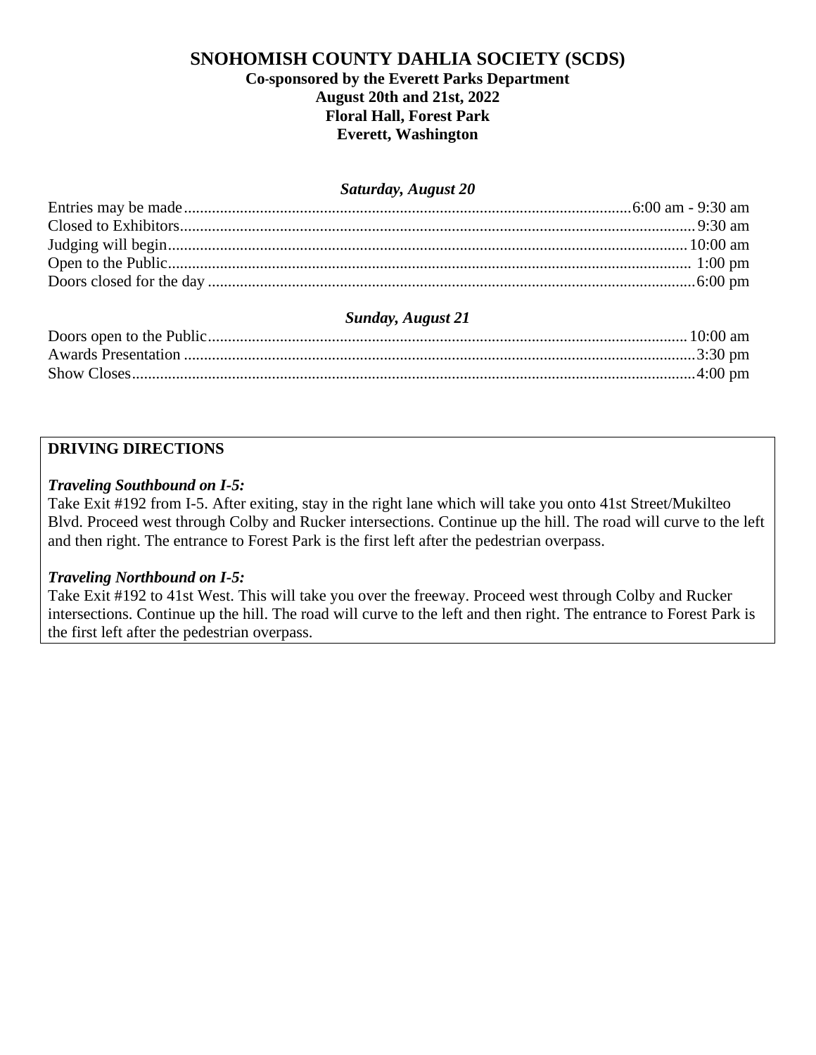# SNOHOMISH COUNTY DAHLIA SOCIETY (SCDS)

**Co-sponsored by the Everett Parks Department**
**August 20th and 21st, 2022**
**Floral Hall, Forest Park**
**Everett, Washington**

### *Saturday, August 20*

| | |
|---|---|
| Entries may be made | 6:00 am - 9:30 am |
| Closed to Exhibitors | 9:30 am |
| Judging will begin | 10:00 am |
| Open to the Public | 1:00 pm |
| Doors closed for the day | 6:00 pm |

### *Sunday, August 21*

| | |
|---|---|
| Doors open to the Public | 10:00 am |
| Awards Presentation | 3:30 pm |
| Show Closes | 4:00 pm |

## DRIVING DIRECTIONS

***Traveling Southbound on I-5:***

Take Exit #192 from I-5. After exiting, stay in the right lane which will take you onto 41st Street/Mukilteo Blvd. Proceed west through Colby and Rucker intersections. Continue up the hill. The road will curve to the left and then right. The entrance to Forest Park is the first left after the pedestrian overpass.

***Traveling Northbound on I-5:***

Take Exit #192 to 41st West. This will take you over the freeway. Proceed west through Colby and Rucker intersections. Continue up the hill. The road will curve to the left and then right. The entrance to Forest Park is the first left after the pedestrian overpass.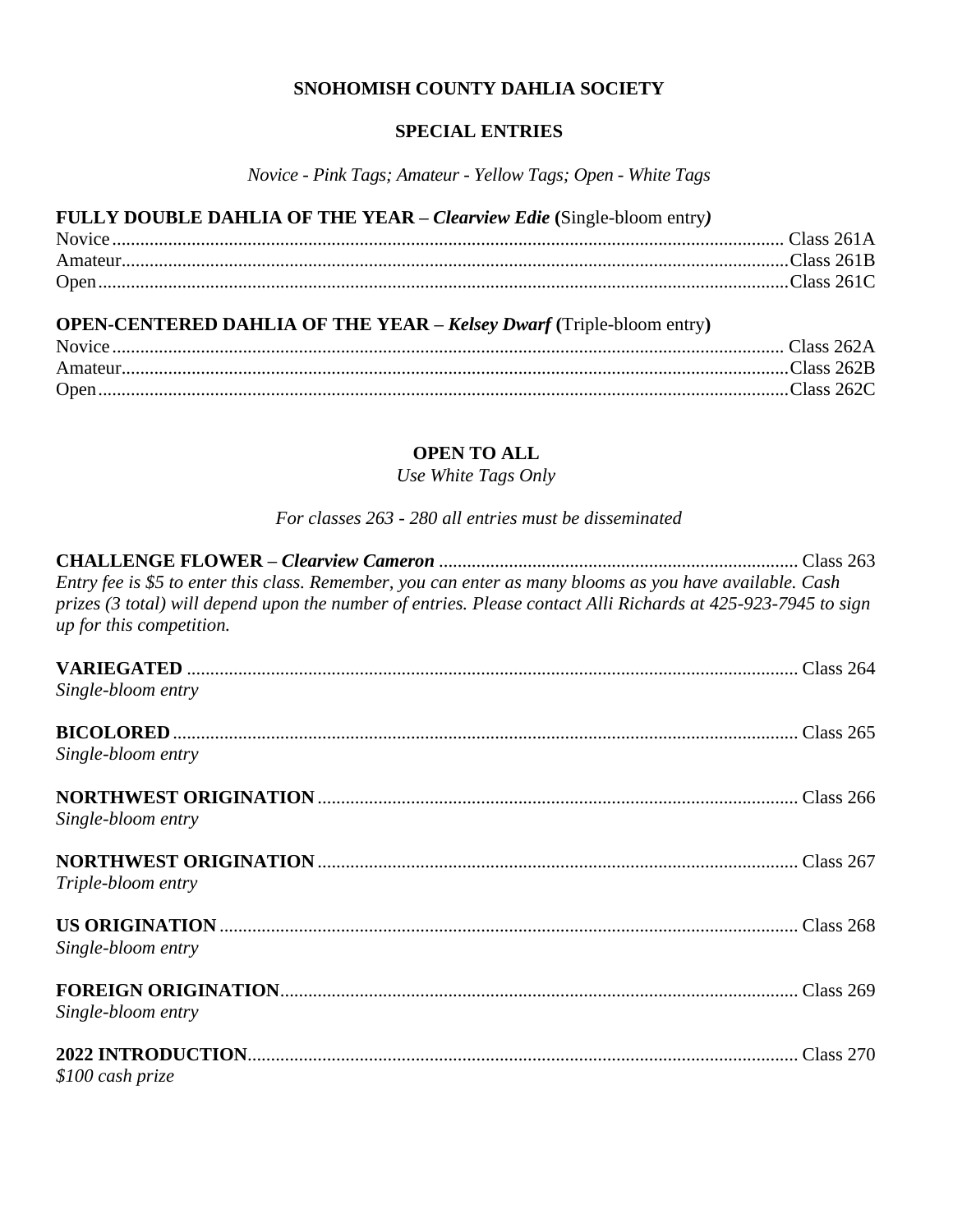## SNOHOMISH COUNTY DAHLIA SOCIETY

### SPECIAL ENTRIES

*Novice - Pink Tags; Amateur - Yellow Tags; Open - White Tags*

**FULLY DOUBLE DAHLIA OF THE YEAR – *Clearview Edie* (**Single-bloom entry***)***

Novice .................................................... Class 261A
Amateur .................................................... Class 261B
Open .................................................... Class 261C

**OPEN-CENTERED DAHLIA OF THE YEAR – *Kelsey Dwarf* (**Triple-bloom entry**)**

Novice .................................................... Class 262A
Amateur .................................................... Class 262B
Open .................................................... Class 262C

### OPEN TO ALL

*Use White Tags Only*

*For classes 263 - 280 all entries must be disseminated*

**CHALLENGE FLOWER – *Clearview Cameron*** .................................................... Class 263
*Entry fee is $5 to enter this class. Remember, you can enter as many blooms as you have available. Cash prizes (3 total) will depend upon the number of entries. Please contact Alli Richards at 425-923-7945 to sign up for this competition.*

**VARIEGATED** .................................................... Class 264
*Single-bloom entry*

**BICOLORED** .................................................... Class 265
*Single-bloom entry*

**NORTHWEST ORIGINATION** .................................................... Class 266
*Single-bloom entry*

**NORTHWEST ORIGINATION** .................................................... Class 267
*Triple-bloom entry*

**US ORIGINATION** .................................................... Class 268
*Single-bloom entry*

**FOREIGN ORIGINATION** .................................................... Class 269
*Single-bloom entry*

**2022 INTRODUCTION** .................................................... Class 270
*$100 cash prize*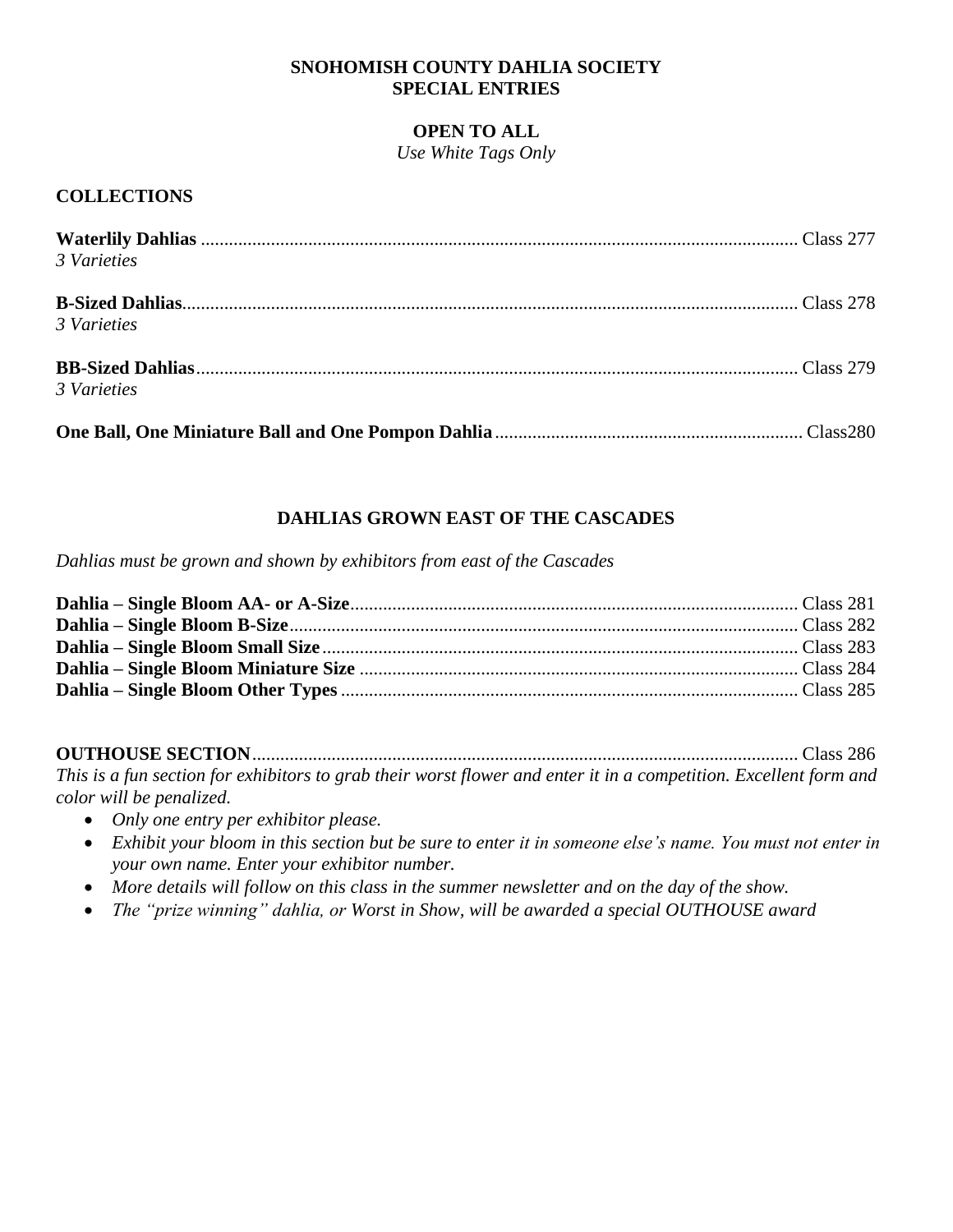# SNOHOMISH COUNTY DAHLIA SOCIETY
# SPECIAL ENTRIES

## OPEN TO ALL

*Use White Tags Only*

### COLLECTIONS

**Waterlily Dahlias** ........ Class 277
*3 Varieties*

**B-Sized Dahlias**........ Class 278
*3 Varieties*

**BB-Sized Dahlias**........ Class 279
*3 Varieties*

**One Ball, One Miniature Ball and One Pompon Dahlia**........ Class280

## DAHLIAS GROWN EAST OF THE CASCADES

*Dahlias must be grown and shown by exhibitors from east of the Cascades*

**Dahlia – Single Bloom AA- or A-Size**........ Class 281
**Dahlia – Single Bloom B-Size**........ Class 282
**Dahlia – Single Bloom Small Size**........ Class 283
**Dahlia – Single Bloom Miniature Size** ........ Class 284
**Dahlia – Single Bloom Other Types** ........ Class 285

**OUTHOUSE SECTION**........ Class 286
*This is a fun section for exhibitors to grab their worst flower and enter it in a competition. Excellent form and color will be penalized.*

- *Only one entry per exhibitor please.*
- *Exhibit your bloom in this section but be sure to enter it in someone else's name. You must not enter in your own name. Enter your exhibitor number.*
- *More details will follow on this class in the summer newsletter and on the day of the show.*
- *The "prize winning" dahlia, or Worst in Show, will be awarded a special OUTHOUSE award*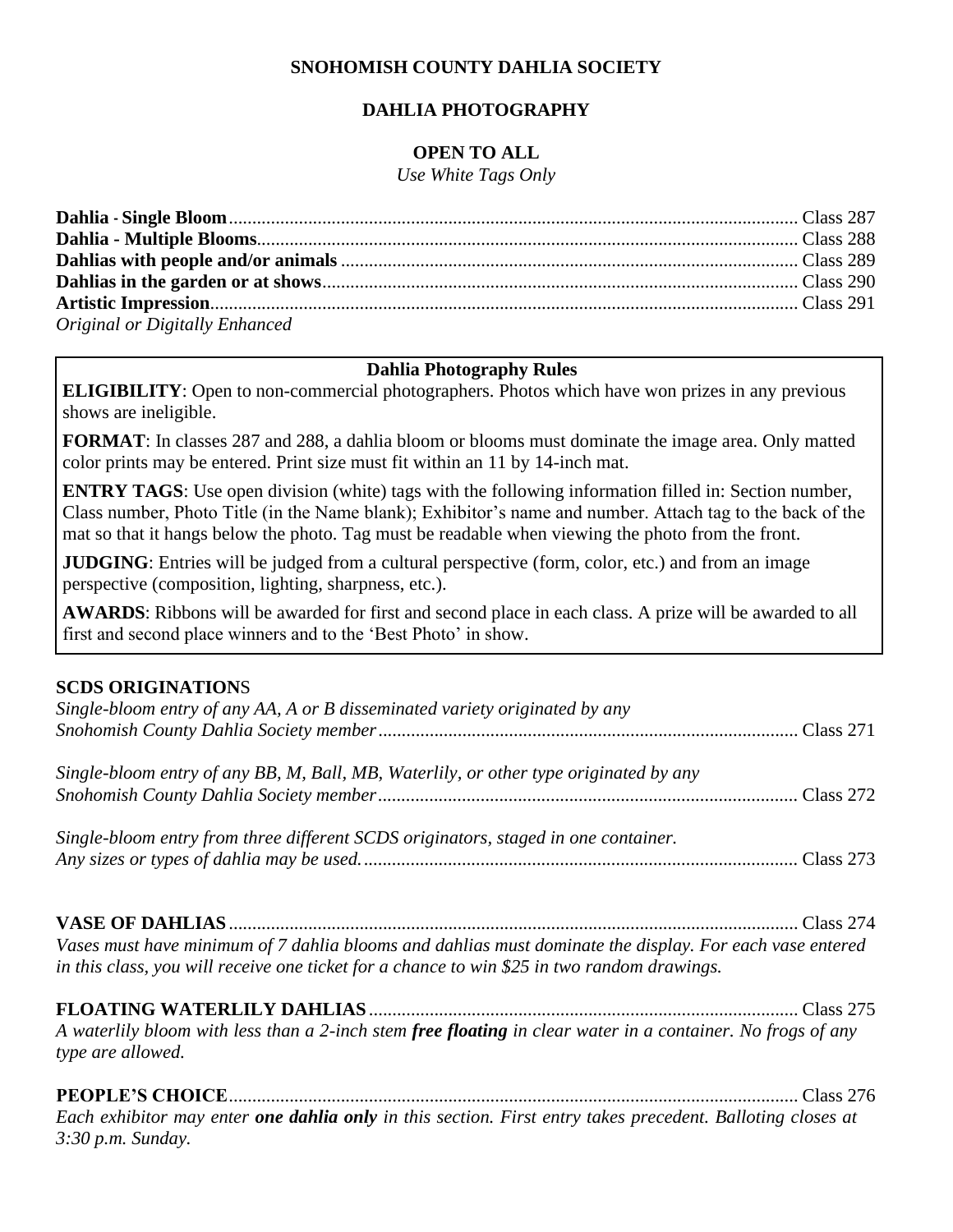**SNOHOMISH COUNTY DAHLIA SOCIETY**

**DAHLIA PHOTOGRAPHY**

**OPEN TO ALL**

*Use White Tags Only*

**Dahlia - Single Bloom** ........ Class 287
**Dahlia - Multiple Blooms** ........ Class 288
**Dahlias with people and/or animals** ........ Class 289
**Dahlias in the garden or at shows** ........ Class 290
**Artistic Impression** ........ Class 291
*Original or Digitally Enhanced*

**Dahlia Photography Rules**

**ELIGIBILITY**: Open to non-commercial photographers. Photos which have won prizes in any previous shows are ineligible.

**FORMAT**: In classes 287 and 288, a dahlia bloom or blooms must dominate the image area. Only matted color prints may be entered. Print size must fit within an 11 by 14-inch mat.

**ENTRY TAGS**: Use open division (white) tags with the following information filled in: Section number, Class number, Photo Title (in the Name blank); Exhibitor's name and number. Attach tag to the back of the mat so that it hangs below the photo. Tag must be readable when viewing the photo from the front.

**JUDGING**: Entries will be judged from a cultural perspective (form, color, etc.) and from an image perspective (composition, lighting, sharpness, etc.).

**AWARDS**: Ribbons will be awarded for first and second place in each class. A prize will be awarded to all first and second place winners and to the 'Best Photo' in show.

**SCDS ORIGINATIONS**

*Single-bloom entry of any AA, A or B disseminated variety originated by any Snohomish County Dahlia Society member* ........ Class 271

*Single-bloom entry of any BB, M, Ball, MB, Waterlily, or other type originated by any Snohomish County Dahlia Society member* ........ Class 272

*Single-bloom entry from three different SCDS originators, staged in one container. Any sizes or types of dahlia may be used.* ........ Class 273

**VASE OF DAHLIAS** ........ Class 274
*Vases must have minimum of 7 dahlia blooms and dahlias must dominate the display. For each vase entered in this class, you will receive one ticket for a chance to win $25 in two random drawings.*

**FLOATING WATERLILY DAHLIAS** ........ Class 275
*A waterlily bloom with less than a 2-inch stem **free floating** in clear water in a container. No frogs of any type are allowed.*

**PEOPLE'S CHOICE** ........ Class 276
*Each exhibitor may enter **one dahlia only** in this section. First entry takes precedent. Balloting closes at 3:30 p.m. Sunday.*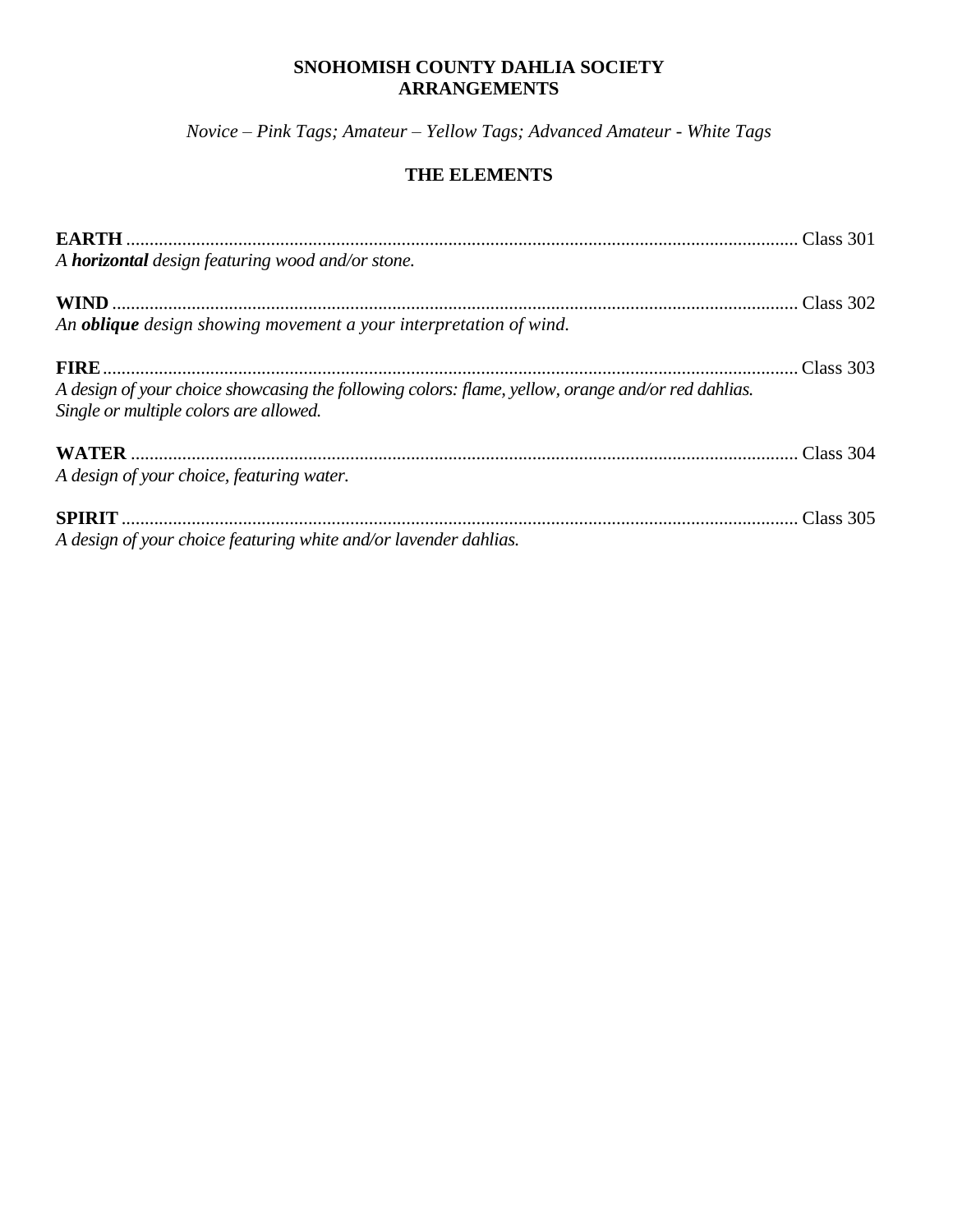**SNOHOMISH COUNTY DAHLIA SOCIETY**
**ARRANGEMENTS**

*Novice – Pink Tags; Amateur – Yellow Tags; Advanced Amateur - White Tags*

**THE ELEMENTS**

**EARTH** .......................................................................................................................................... Class 301
*A **horizontal** design featuring wood and/or stone.*

**WIND** ............................................................................................................................................ Class 302
*An **oblique** design showing movement a your interpretation of wind.*

**FIRE** ............................................................................................................................................... Class 303
*A design of your choice showcasing the following colors: flame, yellow, orange and/or red dahlias. Single or multiple colors are allowed.*

**WATER** ......................................................................................................................................... Class 304
*A design of your choice, featuring water.*

**SPIRIT** .......................................................................................................................................... Class 305
*A design of your choice featuring white and/or lavender dahlias.*